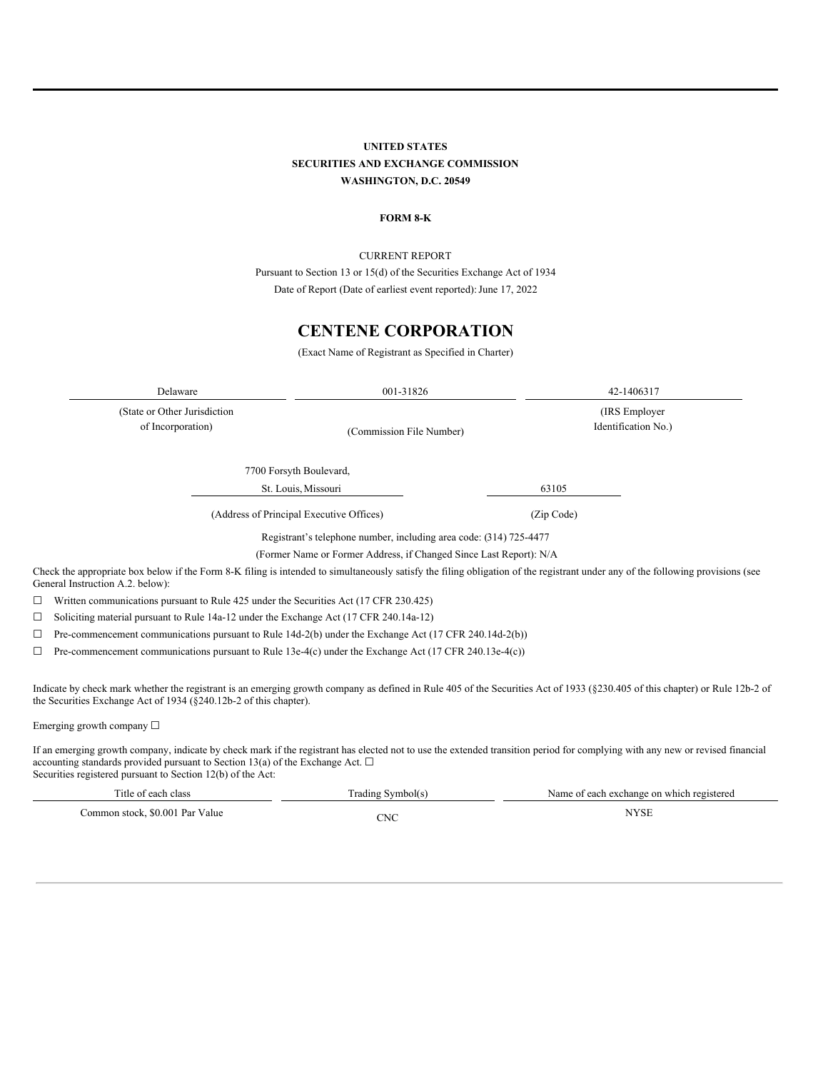**UNITED STATES**
**SECURITIES AND EXCHANGE COMMISSION**
**WASHINGTON, D.C. 20549**

**FORM 8-K**

CURRENT REPORT
Pursuant to Section 13 or 15(d) of the Securities Exchange Act of 1934
Date of Report (Date of earliest event reported): June 17, 2022

# CENTENE CORPORATION

(Exact Name of Registrant as Specified in Charter)

| Delaware | 001-31826 | 42-1406317 |
|---|---|---|
| (State or Other Jurisdiction of Incorporation) | (Commission File Number) | (IRS Employer Identification No.) |

| 7700 Forsyth Boulevard, St. Louis, Missouri | 63105 |
|---|---|
| (Address of Principal Executive Offices) | (Zip Code) |

Registrant's telephone number, including area code: (314) 725-4477

(Former Name or Former Address, if Changed Since Last Report): N/A

Check the appropriate box below if the Form 8-K filing is intended to simultaneously satisfy the filing obligation of the registrant under any of the following provisions (see General Instruction A.2. below):

☐ Written communications pursuant to Rule 425 under the Securities Act (17 CFR 230.425)

☐ Soliciting material pursuant to Rule 14a-12 under the Exchange Act (17 CFR 240.14a-12)

☐ Pre-commencement communications pursuant to Rule 14d-2(b) under the Exchange Act (17 CFR 240.14d-2(b))

☐ Pre-commencement communications pursuant to Rule 13e-4(c) under the Exchange Act (17 CFR 240.13e-4(c))

Indicate by check mark whether the registrant is an emerging growth company as defined in Rule 405 of the Securities Act of 1933 (§230.405 of this chapter) or Rule 12b-2 of the Securities Exchange Act of 1934 (§240.12b-2 of this chapter).

Emerging growth company ☐

If an emerging growth company, indicate by check mark if the registrant has elected not to use the extended transition period for complying with any new or revised financial accounting standards provided pursuant to Section 13(a) of the Exchange Act. ☐
Securities registered pursuant to Section 12(b) of the Act:

| Title of each class | Trading Symbol(s) | Name of each exchange on which registered |
|---|---|---|
| Common stock, $0.001 Par Value | CNC | NYSE |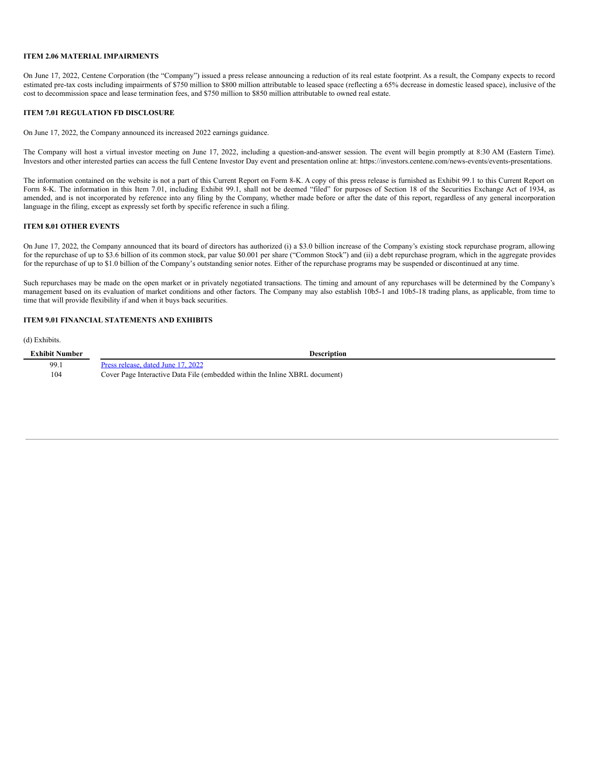### ITEM 2.06 MATERIAL IMPAIRMENTS

On June 17, 2022, Centene Corporation (the "Company") issued a press release announcing a reduction of its real estate footprint. As a result, the Company expects to record estimated pre-tax costs including impairments of $750 million to $800 million attributable to leased space (reflecting a 65% decrease in domestic leased space), inclusive of the cost to decommission space and lease termination fees, and $750 million to $850 million attributable to owned real estate.

### ITEM 7.01 REGULATION FD DISCLOSURE

On June 17, 2022, the Company announced its increased 2022 earnings guidance.

The Company will host a virtual investor meeting on June 17, 2022, including a question-and-answer session. The event will begin promptly at 8:30 AM (Eastern Time). Investors and other interested parties can access the full Centene Investor Day event and presentation online at: https://investors.centene.com/news-events/events-presentations.

The information contained on the website is not a part of this Current Report on Form 8-K. A copy of this press release is furnished as Exhibit 99.1 to this Current Report on Form 8-K. The information in this Item 7.01, including Exhibit 99.1, shall not be deemed "filed" for purposes of Section 18 of the Securities Exchange Act of 1934, as amended, and is not incorporated by reference into any filing by the Company, whether made before or after the date of this report, regardless of any general incorporation language in the filing, except as expressly set forth by specific reference in such a filing.

### ITEM 8.01 OTHER EVENTS

On June 17, 2022, the Company announced that its board of directors has authorized (i) a $3.0 billion increase of the Company's existing stock repurchase program, allowing for the repurchase of up to $3.6 billion of its common stock, par value $0.001 per share ("Common Stock") and (ii) a debt repurchase program, which in the aggregate provides for the repurchase of up to $1.0 billion of the Company's outstanding senior notes. Either of the repurchase programs may be suspended or discontinued at any time.

Such repurchases may be made on the open market or in privately negotiated transactions. The timing and amount of any repurchases will be determined by the Company's management based on its evaluation of market conditions and other factors. The Company may also establish 10b5-1 and 10b5-18 trading plans, as applicable, from time to time that will provide flexibility if and when it buys back securities.

### ITEM 9.01 FINANCIAL STATEMENTS AND EXHIBITS

(d) Exhibits.

| Exhibit Number | Description |
|---|---|
| 99.1 | Press release, dated June 17, 2022 |
| 104 | Cover Page Interactive Data File (embedded within the Inline XBRL document) |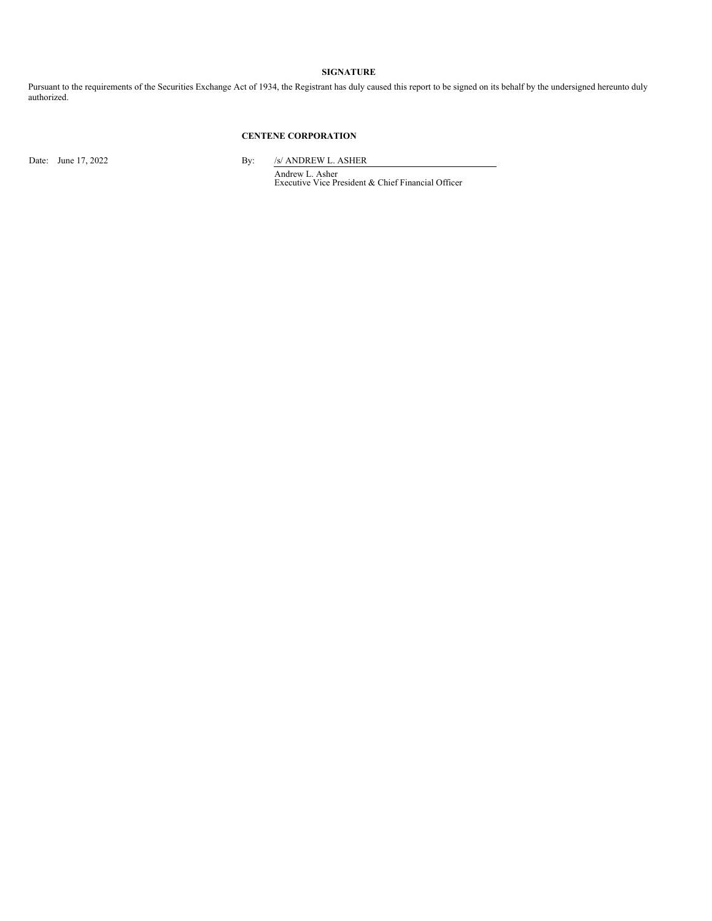# SIGNATURE

Pursuant to the requirements of the Securities Exchange Act of 1934, the Registrant has duly caused this report to be signed on its behalf by the undersigned hereunto duly authorized.

**CENTENE CORPORATION**

Date: June 17, 2022

By: /s/ ANDREW L. ASHER

Andrew L. Asher
Executive Vice President & Chief Financial Officer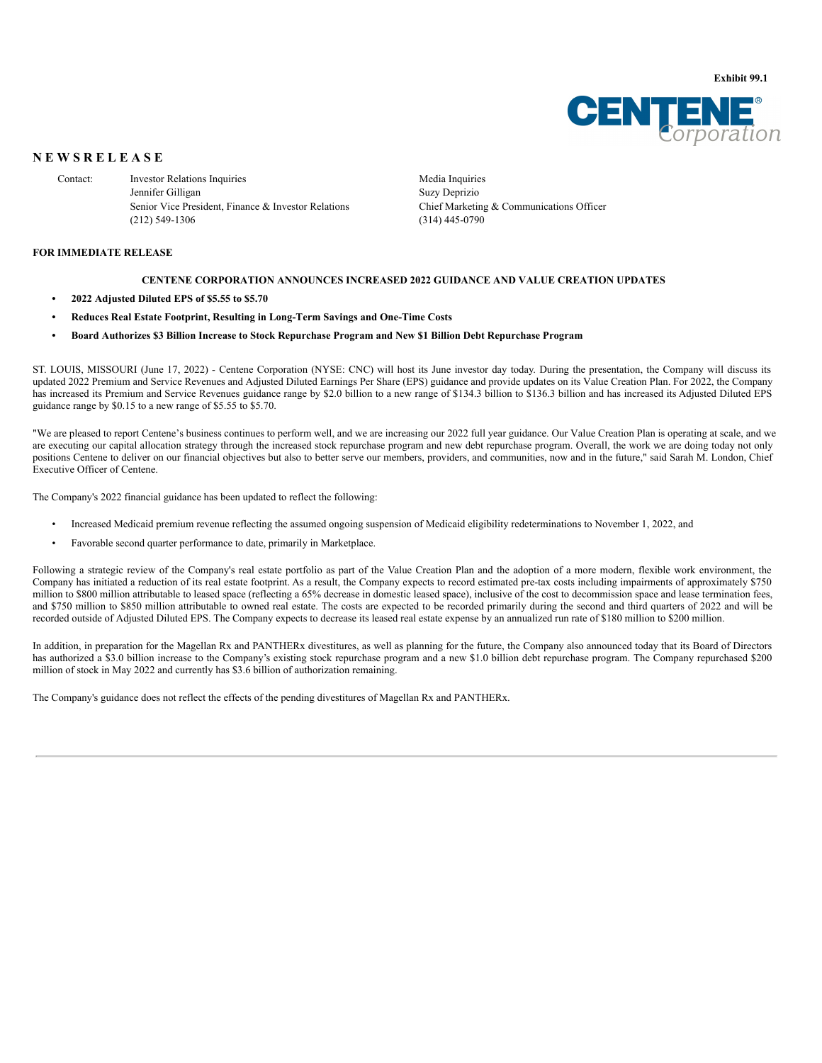Exhibit 99.1

# N E W S R E L E A S E

Contact: Investor Relations Inquiries
Jennifer Gilligan
Senior Vice President, Finance & Investor Relations
(212) 549-1306

Media Inquiries
Suzy Deprizio
Chief Marketing & Communications Officer
(314) 445-0790

**FOR IMMEDIATE RELEASE**

## CENTENE CORPORATION ANNOUNCES INCREASED 2022 GUIDANCE AND VALUE CREATION UPDATES

- **2022 Adjusted Diluted EPS of $5.55 to $5.70**
- **Reduces Real Estate Footprint, Resulting in Long-Term Savings and One-Time Costs**
- **Board Authorizes $3 Billion Increase to Stock Repurchase Program and New $1 Billion Debt Repurchase Program**

ST. LOUIS, MISSOURI (June 17, 2022) - Centene Corporation (NYSE: CNC) will host its June investor day today. During the presentation, the Company will discuss its updated 2022 Premium and Service Revenues and Adjusted Diluted Earnings Per Share (EPS) guidance and provide updates on its Value Creation Plan. For 2022, the Company has increased its Premium and Service Revenues guidance range by $2.0 billion to a new range of $134.3 billion to $136.3 billion and has increased its Adjusted Diluted EPS guidance range by $0.15 to a new range of $5.55 to $5.70.

"We are pleased to report Centene's business continues to perform well, and we are increasing our 2022 full year guidance. Our Value Creation Plan is operating at scale, and we are executing our capital allocation strategy through the increased stock repurchase program and new debt repurchase program. Overall, the work we are doing today not only positions Centene to deliver on our financial objectives but also to better serve our members, providers, and communities, now and in the future," said Sarah M. London, Chief Executive Officer of Centene.

The Company's 2022 financial guidance has been updated to reflect the following:

- Increased Medicaid premium revenue reflecting the assumed ongoing suspension of Medicaid eligibility redeterminations to November 1, 2022, and
- Favorable second quarter performance to date, primarily in Marketplace.

Following a strategic review of the Company's real estate portfolio as part of the Value Creation Plan and the adoption of a more modern, flexible work environment, the Company has initiated a reduction of its real estate footprint. As a result, the Company expects to record estimated pre-tax costs including impairments of approximately $750 million to $800 million attributable to leased space (reflecting a 65% decrease in domestic leased space), inclusive of the cost to decommission space and lease termination fees, and $750 million to $850 million attributable to owned real estate. The costs are expected to be recorded primarily during the second and third quarters of 2022 and will be recorded outside of Adjusted Diluted EPS. The Company expects to decrease its leased real estate expense by an annualized run rate of $180 million to $200 million.

In addition, in preparation for the Magellan Rx and PANTHERx divestitures, as well as planning for the future, the Company also announced today that its Board of Directors has authorized a $3.0 billion increase to the Company's existing stock repurchase program and a new $1.0 billion debt repurchase program. The Company repurchased $200 million of stock in May 2022 and currently has $3.6 billion of authorization remaining.

The Company's guidance does not reflect the effects of the pending divestitures of Magellan Rx and PANTHERx.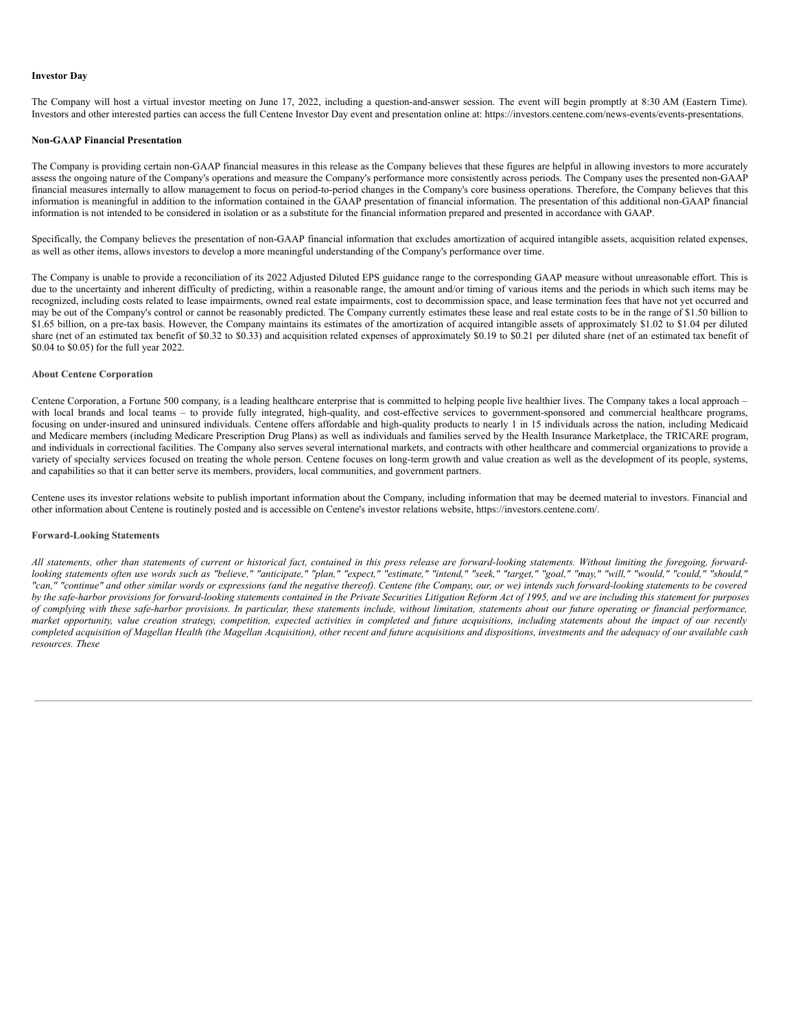**Investor Day**

The Company will host a virtual investor meeting on June 17, 2022, including a question-and-answer session. The event will begin promptly at 8:30 AM (Eastern Time). Investors and other interested parties can access the full Centene Investor Day event and presentation online at: https://investors.centene.com/news-events/events-presentations.

**Non-GAAP Financial Presentation**

The Company is providing certain non-GAAP financial measures in this release as the Company believes that these figures are helpful in allowing investors to more accurately assess the ongoing nature of the Company's operations and measure the Company's performance more consistently across periods. The Company uses the presented non-GAAP financial measures internally to allow management to focus on period-to-period changes in the Company's core business operations. Therefore, the Company believes that this information is meaningful in addition to the information contained in the GAAP presentation of financial information. The presentation of this additional non-GAAP financial information is not intended to be considered in isolation or as a substitute for the financial information prepared and presented in accordance with GAAP.

Specifically, the Company believes the presentation of non-GAAP financial information that excludes amortization of acquired intangible assets, acquisition related expenses, as well as other items, allows investors to develop a more meaningful understanding of the Company's performance over time.

The Company is unable to provide a reconciliation of its 2022 Adjusted Diluted EPS guidance range to the corresponding GAAP measure without unreasonable effort. This is due to the uncertainty and inherent difficulty of predicting, within a reasonable range, the amount and/or timing of various items and the periods in which such items may be recognized, including costs related to lease impairments, owned real estate impairments, cost to decommission space, and lease termination fees that have not yet occurred and may be out of the Company's control or cannot be reasonably predicted. The Company currently estimates these lease and real estate costs to be in the range of $1.50 billion to $1.65 billion, on a pre-tax basis. However, the Company maintains its estimates of the amortization of acquired intangible assets of approximately $1.02 to $1.04 per diluted share (net of an estimated tax benefit of $0.32 to $0.33) and acquisition related expenses of approximately $0.19 to $0.21 per diluted share (net of an estimated tax benefit of $0.04 to $0.05) for the full year 2022.

**About Centene Corporation**

Centene Corporation, a Fortune 500 company, is a leading healthcare enterprise that is committed to helping people live healthier lives. The Company takes a local approach – with local brands and local teams – to provide fully integrated, high-quality, and cost-effective services to government-sponsored and commercial healthcare programs, focusing on under-insured and uninsured individuals. Centene offers affordable and high-quality products to nearly 1 in 15 individuals across the nation, including Medicaid and Medicare members (including Medicare Prescription Drug Plans) as well as individuals and families served by the Health Insurance Marketplace, the TRICARE program, and individuals in correctional facilities. The Company also serves several international markets, and contracts with other healthcare and commercial organizations to provide a variety of specialty services focused on treating the whole person. Centene focuses on long-term growth and value creation as well as the development of its people, systems, and capabilities so that it can better serve its members, providers, local communities, and government partners.

Centene uses its investor relations website to publish important information about the Company, including information that may be deemed material to investors. Financial and other information about Centene is routinely posted and is accessible on Centene's investor relations website, https://investors.centene.com/.

**Forward-Looking Statements**

*All statements, other than statements of current or historical fact, contained in this press release are forward-looking statements. Without limiting the foregoing, forward-looking statements often use words such as "believe," "anticipate," "plan," "expect," "estimate," "intend," "seek," "target," "goal," "may," "will," "would," "could," "should," "can," "continue" and other similar words or expressions (and the negative thereof). Centene (the Company, our, or we) intends such forward-looking statements to be covered by the safe-harbor provisions for forward-looking statements contained in the Private Securities Litigation Reform Act of 1995, and we are including this statement for purposes of complying with these safe-harbor provisions. In particular, these statements include, without limitation, statements about our future operating or financial performance, market opportunity, value creation strategy, competition, expected activities in completed and future acquisitions, including statements about the impact of our recently completed acquisition of Magellan Health (the Magellan Acquisition), other recent and future acquisitions and dispositions, investments and the adequacy of our available cash resources. These*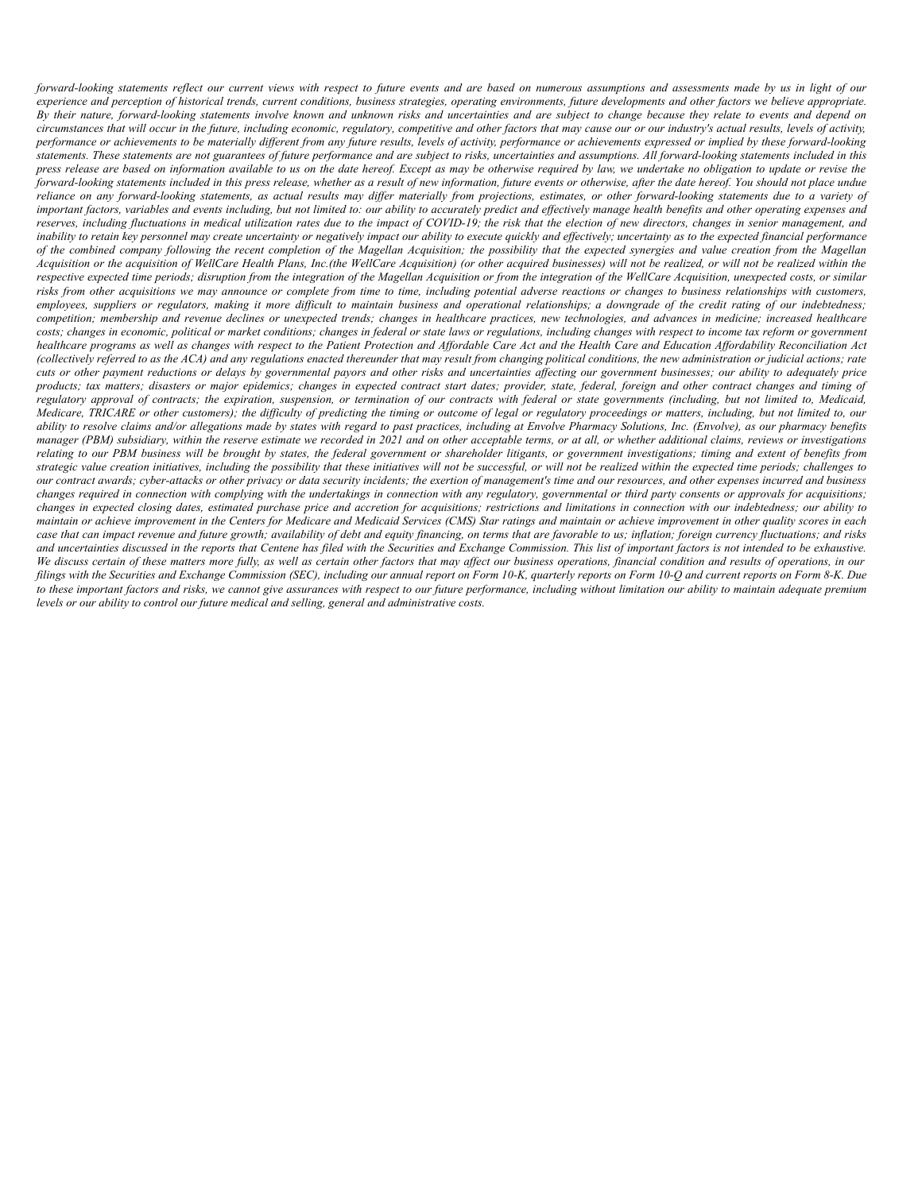*forward-looking statements reflect our current views with respect to future events and are based on numerous assumptions and assessments made by us in light of our experience and perception of historical trends, current conditions, business strategies, operating environments, future developments and other factors we believe appropriate. By their nature, forward-looking statements involve known and unknown risks and uncertainties and are subject to change because they relate to events and depend on circumstances that will occur in the future, including economic, regulatory, competitive and other factors that may cause our or our industry's actual results, levels of activity, performance or achievements to be materially different from any future results, levels of activity, performance or achievements expressed or implied by these forward-looking statements. These statements are not guarantees of future performance and are subject to risks, uncertainties and assumptions. All forward-looking statements included in this press release are based on information available to us on the date hereof. Except as may be otherwise required by law, we undertake no obligation to update or revise the forward-looking statements included in this press release, whether as a result of new information, future events or otherwise, after the date hereof. You should not place undue reliance on any forward-looking statements, as actual results may differ materially from projections, estimates, or other forward-looking statements due to a variety of important factors, variables and events including, but not limited to: our ability to accurately predict and effectively manage health benefits and other operating expenses and reserves, including fluctuations in medical utilization rates due to the impact of COVID-19; the risk that the election of new directors, changes in senior management, and inability to retain key personnel may create uncertainty or negatively impact our ability to execute quickly and effectively; uncertainty as to the expected financial performance of the combined company following the recent completion of the Magellan Acquisition; the possibility that the expected synergies and value creation from the Magellan Acquisition or the acquisition of WellCare Health Plans, Inc.(the WellCare Acquisition) (or other acquired businesses) will not be realized, or will not be realized within the respective expected time periods; disruption from the integration of the Magellan Acquisition or from the integration of the WellCare Acquisition, unexpected costs, or similar risks from other acquisitions we may announce or complete from time to time, including potential adverse reactions or changes to business relationships with customers, employees, suppliers or regulators, making it more difficult to maintain business and operational relationships; a downgrade of the credit rating of our indebtedness; competition; membership and revenue declines or unexpected trends; changes in healthcare practices, new technologies, and advances in medicine; increased healthcare costs; changes in economic, political or market conditions; changes in federal or state laws or regulations, including changes with respect to income tax reform or government healthcare programs as well as changes with respect to the Patient Protection and Affordable Care Act and the Health Care and Education Affordability Reconciliation Act (collectively referred to as the ACA) and any regulations enacted thereunder that may result from changing political conditions, the new administration or judicial actions; rate cuts or other payment reductions or delays by governmental payors and other risks and uncertainties affecting our government businesses; our ability to adequately price products; tax matters; disasters or major epidemics; changes in expected contract start dates; provider, state, federal, foreign and other contract changes and timing of regulatory approval of contracts; the expiration, suspension, or termination of our contracts with federal or state governments (including, but not limited to, Medicaid, Medicare, TRICARE or other customers); the difficulty of predicting the timing or outcome of legal or regulatory proceedings or matters, including, but not limited to, our ability to resolve claims and/or allegations made by states with regard to past practices, including at Envolve Pharmacy Solutions, Inc. (Envolve), as our pharmacy benefits manager (PBM) subsidiary, within the reserve estimate we recorded in 2021 and on other acceptable terms, or at all, or whether additional claims, reviews or investigations relating to our PBM business will be brought by states, the federal government or shareholder litigants, or government investigations; timing and extent of benefits from strategic value creation initiatives, including the possibility that these initiatives will not be successful, or will not be realized within the expected time periods; challenges to our contract awards; cyber-attacks or other privacy or data security incidents; the exertion of management's time and our resources, and other expenses incurred and business changes required in connection with complying with the undertakings in connection with any regulatory, governmental or third party consents or approvals for acquisitions; changes in expected closing dates, estimated purchase price and accretion for acquisitions; restrictions and limitations in connection with our indebtedness; our ability to maintain or achieve improvement in the Centers for Medicare and Medicaid Services (CMS) Star ratings and maintain or achieve improvement in other quality scores in each case that can impact revenue and future growth; availability of debt and equity financing, on terms that are favorable to us; inflation; foreign currency fluctuations; and risks and uncertainties discussed in the reports that Centene has filed with the Securities and Exchange Commission. This list of important factors is not intended to be exhaustive. We discuss certain of these matters more fully, as well as certain other factors that may affect our business operations, financial condition and results of operations, in our filings with the Securities and Exchange Commission (SEC), including our annual report on Form 10-K, quarterly reports on Form 10-Q and current reports on Form 8-K. Due to these important factors and risks, we cannot give assurances with respect to our future performance, including without limitation our ability to maintain adequate premium levels or our ability to control our future medical and selling, general and administrative costs.*